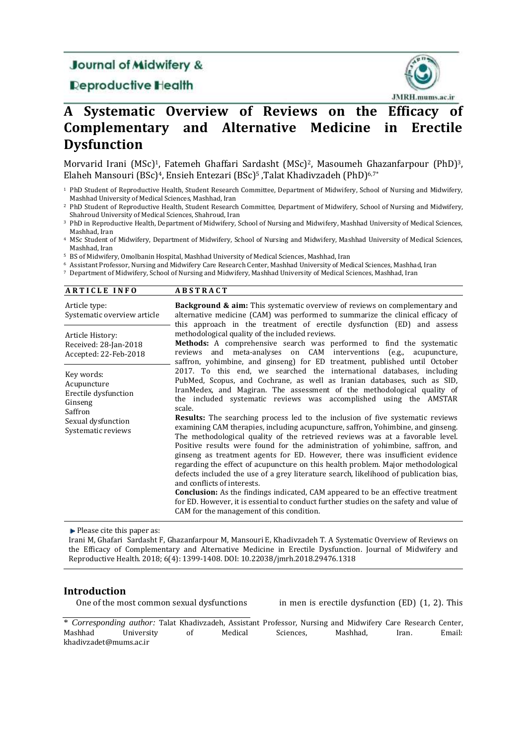Journal of Midwifery & Reproductive Health

JMRH.mums.ac.ir

# A Systematic Overview of Reviews on the Efficacy of Complementary and Alternative Medicine in Erectile Dysfunction

Morvarid Irani (MSc)[1], Fatemeh Ghaffari Sardasht (MSc)[2], Masoumeh Ghazanfarpour (PhD)[3], Elaheh Mansouri (BSc)[4], Ensieh Entezari (BSc)[5] ,Talat Khadivzadeh (PhD)[6,7*]

[1] PhD Student of Reproductive Health, Student Research Committee, Department of Midwifery, School of Nursing and Midwifery, Mashhad University of Medical Sciences, Mashhad, Iran

[2] PhD Student of Reproductive Health, Student Research Committee, Department of Midwifery, School of Nursing and Midwifery, Shahroud University of Medical Sciences, Shahroud, Iran

[3] PhD in Reproductive Health, Department of Midwifery, School of Nursing and Midwifery, Mashhad University of Medical Sciences, Mashhad, Iran

[4] MSc Student of Midwifery, Department of Midwifery, School of Nursing and Midwifery, Mashhad University of Medical Sciences, Mashhad, Iran

[5] BS of Midwifery, Omolbanin Hospital, Mashhad University of Medical Sciences, Mashhad, Iran

[6] Assistant Professor, Nursing and Midwifery Care Research Center, Mashhad University of Medical Sciences, Mashhad, Iran

[7] Department of Midwifery, School of Nursing and Midwifery, Mashhad University of Medical Sciences, Mashhad, Iran

| ARTICLE INFO | ABSTRACT |
|---|---|
| Article type: Systematic overview article<br><br>Article History:<br>Received: 28-Jan-2018<br>Accepted: 22-Feb-2018<br><br>Key words:<br>Acupuncture<br>Erectile dysfunction<br>Ginseng<br>Saffron<br>Sexual dysfunction<br>Systematic reviews | **Background & aim:** This systematic overview of reviews on complementary and alternative medicine (CAM) was performed to summarize the clinical efficacy of this approach in the treatment of erectile dysfunction (ED) and assess methodological quality of the included reviews.<br>**Methods:** A comprehensive search was performed to find the systematic reviews and meta-analyses on CAM interventions (e.g., acupuncture, saffron, yohimbine, and ginseng) for ED treatment, published until October 2017. To this end, we searched the international databases, including PubMed, Scopus, and Cochrane, as well as Iranian databases, such as SID, IranMedex, and Magiran. The assessment of the methodological quality of the included systematic reviews was accomplished using the AMSTAR scale.<br>**Results:** The searching process led to the inclusion of five systematic reviews examining CAM therapies, including acupuncture, saffron, Yohimbine, and ginseng. The methodological quality of the retrieved reviews was at a favorable level. Positive results were found for the administration of yohimbine, saffron, and ginseng as treatment agents for ED. However, there was insufficient evidence regarding the effect of acupuncture on this health problem. Major methodological defects included the use of a grey literature search, likelihood of publication bias, and conflicts of interests.<br>**Conclusion:** As the findings indicated, CAM appeared to be an effective treatment for ED. However, it is essential to conduct further studies on the safety and value of CAM for the management of this condition. |

Please cite this paper as:
Irani M, Ghafari Sardasht F, Ghazanfarpour M, Mansouri E, Khadivzadeh T. A Systematic Overview of Reviews on the Efficacy of Complementary and Alternative Medicine in Erectile Dysfunction. Journal of Midwifery and Reproductive Health. 2018; 6(4): 1399-1408. DOI: 10.22038/jmrh.2018.29476.1318

## Introduction

One of the most common sexual dysfunctions in men is erectile dysfunction (ED) (1, 2). This

\* *Corresponding author:* Talat Khadivzadeh, Assistant Professor, Nursing and Midwifery Care Research Center, Mashhad University of Medical Sciences, Mashhad, Iran. Email: khadivzadet@mums.ac.ir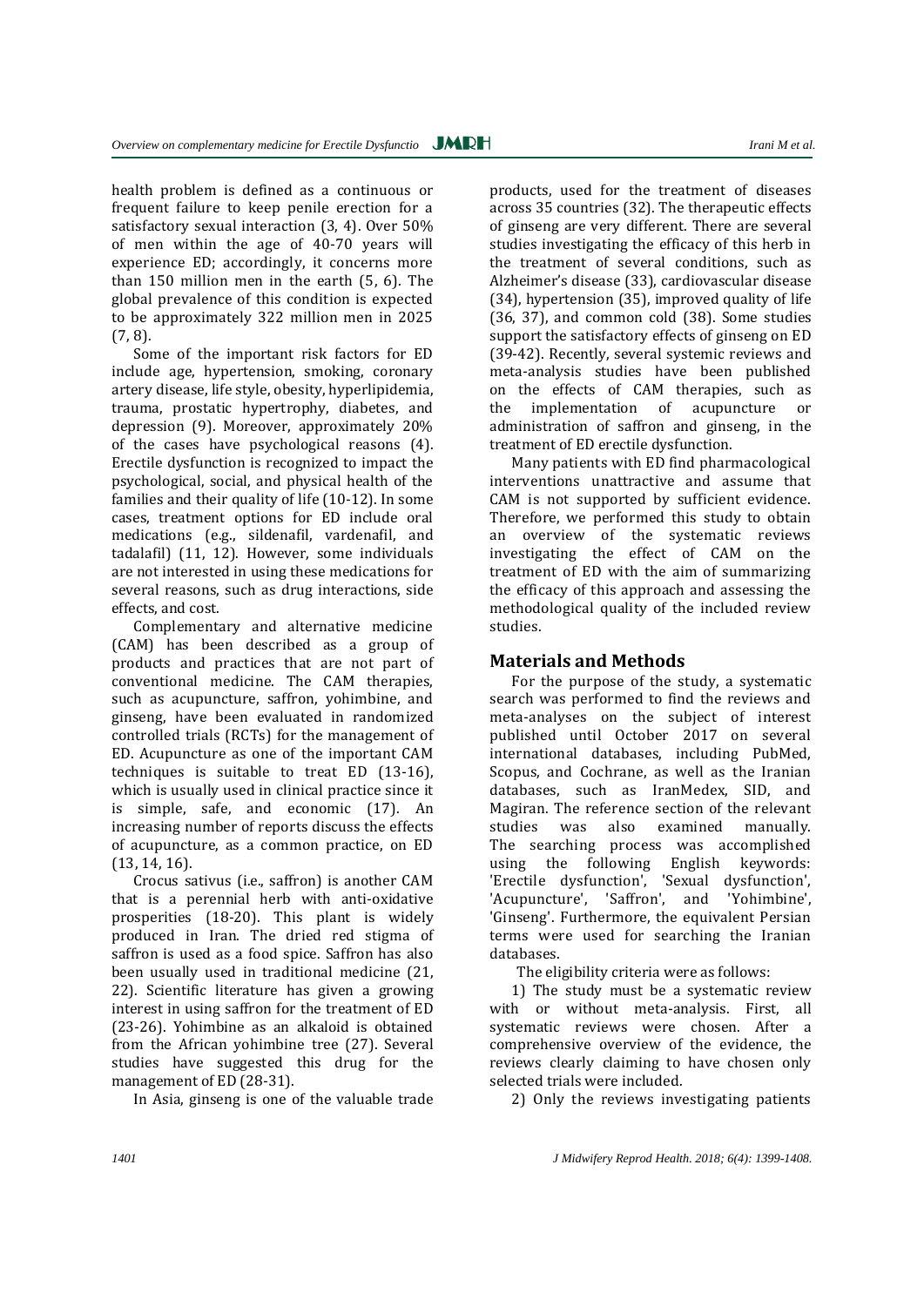health problem is defined as a continuous or frequent failure to keep penile erection for a satisfactory sexual interaction (3, 4). Over 50% of men within the age of 40-70 years will experience ED; accordingly, it concerns more than 150 million men in the earth (5, 6). The global prevalence of this condition is expected to be approximately 322 million men in 2025 (7, 8).

Some of the important risk factors for ED include age, hypertension, smoking, coronary artery disease, life style, obesity, hyperlipidemia, trauma, prostatic hypertrophy, diabetes, and depression (9). Moreover, approximately 20% of the cases have psychological reasons (4). Erectile dysfunction is recognized to impact the psychological, social, and physical health of the families and their quality of life (10-12). In some cases, treatment options for ED include oral medications (e.g., sildenafil, vardenafil, and tadalafil) (11, 12). However, some individuals are not interested in using these medications for several reasons, such as drug interactions, side effects, and cost.

Complementary and alternative medicine (CAM) has been described as a group of products and practices that are not part of conventional medicine. The CAM therapies, such as acupuncture, saffron, yohimbine, and ginseng, have been evaluated in randomized controlled trials (RCTs) for the management of ED. Acupuncture as one of the important CAM techniques is suitable to treat ED (13-16), which is usually used in clinical practice since it is simple, safe, and economic (17). An increasing number of reports discuss the effects of acupuncture, as a common practice, on ED (13, 14, 16).

Crocus sativus (i.e., saffron) is another CAM that is a perennial herb with anti-oxidative prosperities (18-20). This plant is widely produced in Iran. The dried red stigma of saffron is used as a food spice. Saffron has also been usually used in traditional medicine (21, 22). Scientific literature has given a growing interest in using saffron for the treatment of ED (23-26). Yohimbine as an alkaloid is obtained from the African yohimbine tree (27). Several studies have suggested this drug for the management of ED (28-31).

In Asia, ginseng is one of the valuable trade products, used for the treatment of diseases across 35 countries (32). The therapeutic effects of ginseng are very different. There are several studies investigating the efficacy of this herb in the treatment of several conditions, such as Alzheimer's disease (33), cardiovascular disease (34), hypertension (35), improved quality of life (36, 37), and common cold (38). Some studies support the satisfactory effects of ginseng on ED (39-42). Recently, several systemic reviews and meta-analysis studies have been published on the effects of CAM therapies, such as the implementation of acupuncture or administration of saffron and ginseng, in the treatment of ED erectile dysfunction.

Many patients with ED find pharmacological interventions unattractive and assume that CAM is not supported by sufficient evidence. Therefore, we performed this study to obtain an overview of the systematic reviews investigating the effect of CAM on the treatment of ED with the aim of summarizing the efficacy of this approach and assessing the methodological quality of the included review studies.

## Materials and Methods

For the purpose of the study, a systematic search was performed to find the reviews and meta-analyses on the subject of interest published until October 2017 on several international databases, including PubMed, Scopus, and Cochrane, as well as the Iranian databases, such as IranMedex, SID, and Magiran. The reference section of the relevant studies was also examined manually. The searching process was accomplished using the following English keywords: 'Erectile dysfunction', 'Sexual dysfunction', 'Acupuncture', 'Saffron', and 'Yohimbine', 'Ginseng'. Furthermore, the equivalent Persian terms were used for searching the Iranian databases.

The eligibility criteria were as follows:

1) The study must be a systematic review with or without meta-analysis. First, all systematic reviews were chosen. After a comprehensive overview of the evidence, the reviews clearly claiming to have chosen only selected trials were included.

2) Only the reviews investigating patients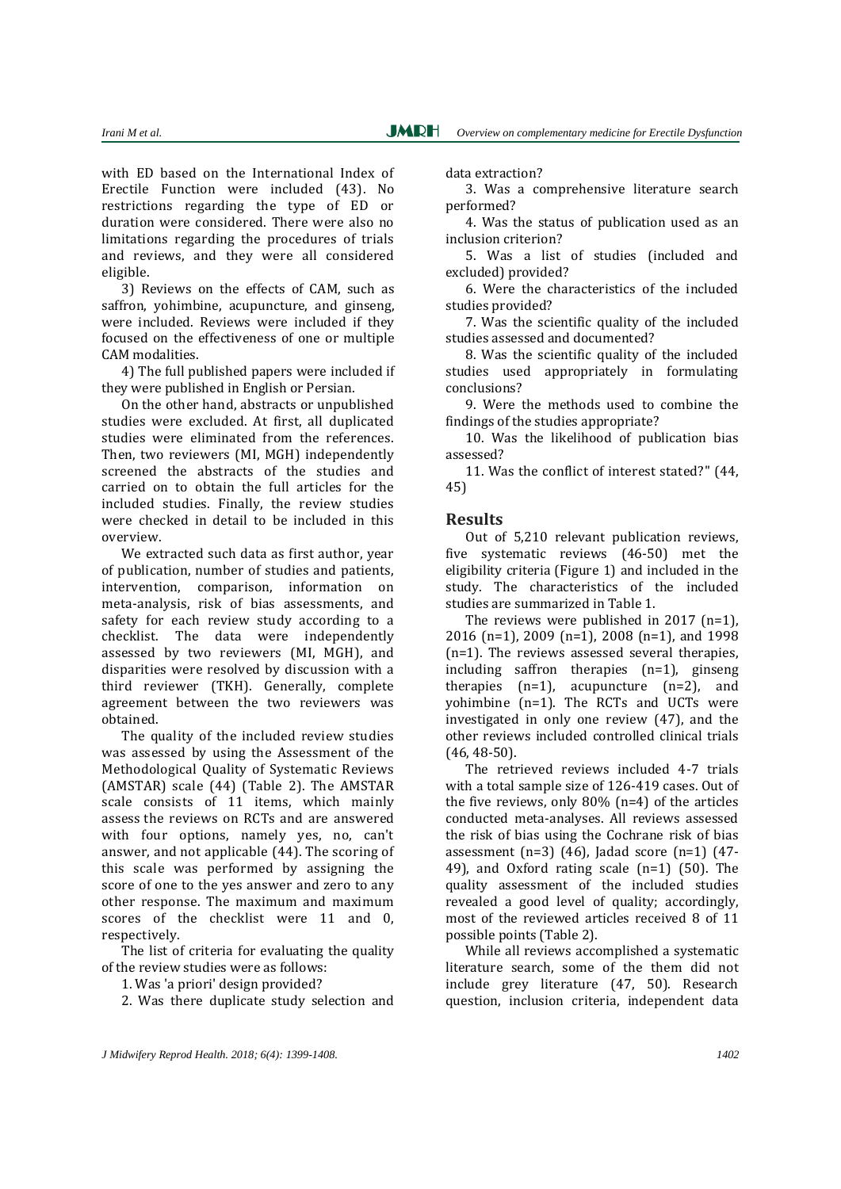with ED based on the International Index of Erectile Function were included (43). No restrictions regarding the type of ED or duration were considered. There were also no limitations regarding the procedures of trials and reviews, and they were all considered eligible.

3) Reviews on the effects of CAM, such as saffron, yohimbine, acupuncture, and ginseng, were included. Reviews were included if they focused on the effectiveness of one or multiple CAM modalities.

4) The full published papers were included if they were published in English or Persian.

On the other hand, abstracts or unpublished studies were excluded. At first, all duplicated studies were eliminated from the references. Then, two reviewers (MI, MGH) independently screened the abstracts of the studies and carried on to obtain the full articles for the included studies. Finally, the review studies were checked in detail to be included in this overview.

We extracted such data as first author, year of publication, number of studies and patients, intervention, comparison, information on meta-analysis, risk of bias assessments, and safety for each review study according to a checklist. The data were independently assessed by two reviewers (MI, MGH), and disparities were resolved by discussion with a third reviewer (TKH). Generally, complete agreement between the two reviewers was obtained.

The quality of the included review studies was assessed by using the Assessment of the Methodological Quality of Systematic Reviews (AMSTAR) scale (44) (Table 2). The AMSTAR scale consists of 11 items, which mainly assess the reviews on RCTs and are answered with four options, namely yes, no, can't answer, and not applicable (44). The scoring of this scale was performed by assigning the score of one to the yes answer and zero to any other response. The maximum and maximum scores of the checklist were 11 and 0, respectively.

The list of criteria for evaluating the quality of the review studies were as follows:

1. Was 'a priori' design provided?

2. Was there duplicate study selection and data extraction?

3. Was a comprehensive literature search performed?

4. Was the status of publication used as an inclusion criterion?

5. Was a list of studies (included and excluded) provided?

6. Were the characteristics of the included studies provided?

7. Was the scientific quality of the included studies assessed and documented?

8. Was the scientific quality of the included studies used appropriately in formulating conclusions?

9. Were the methods used to combine the findings of the studies appropriate?

10. Was the likelihood of publication bias assessed?

11. Was the conflict of interest stated?" (44, 45)

## Results

Out of 5,210 relevant publication reviews, five systematic reviews (46-50) met the eligibility criteria (Figure 1) and included in the study. The characteristics of the included studies are summarized in Table 1.

The reviews were published in 2017 (n=1), 2016 (n=1), 2009 (n=1), 2008 (n=1), and 1998 (n=1). The reviews assessed several therapies, including saffron therapies (n=1), ginseng therapies (n=1), acupuncture (n=2), and yohimbine (n=1). The RCTs and UCTs were investigated in only one review (47), and the other reviews included controlled clinical trials (46, 48-50).

The retrieved reviews included 4-7 trials with a total sample size of 126-419 cases. Out of the five reviews, only 80% (n=4) of the articles conducted meta-analyses. All reviews assessed the risk of bias using the Cochrane risk of bias assessment (n=3) (46), Jadad score (n=1) (47-49), and Oxford rating scale (n=1) (50). The quality assessment of the included studies revealed a good level of quality; accordingly, most of the reviewed articles received 8 of 11 possible points (Table 2).

While all reviews accomplished a systematic literature search, some of the them did not include grey literature (47, 50). Research question, inclusion criteria, independent data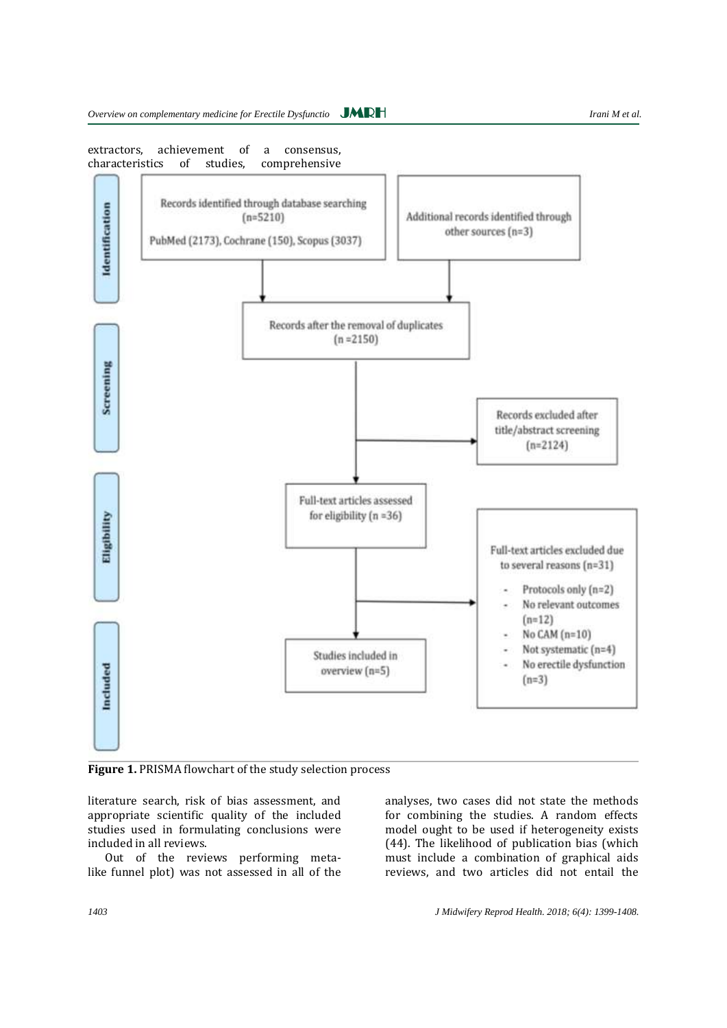extractors, achievement of a consensus, characteristics of studies, comprehensive

Identification

Records identified through database searching (n=5210)
PubMed (2173), Cochrane (150), Scopus (3037)

Additional records identified through other sources (n=3)

Screening

Records after the removal of duplicates (n =2150)

Records excluded after title/abstract screening (n=2124)

Eligibility

Full-text articles assessed for eligibility (n =36)

Full-text articles excluded due to several reasons (n=31)

- Protocols only (n=2)
- No relevant outcomes (n=12)
- No CAM (n=10)
- Not systematic (n=4)
- No erectile dysfunction (n=3)

Included

Studies included in overview (n=5)

**Figure 1.** PRISMA flowchart of the study selection process

literature search, risk of bias assessment, and appropriate scientific quality of the included studies used in formulating conclusions were included in all reviews.

Out of the reviews performing meta-analyses, two cases did not state the methods for combining the studies. A random effects model ought to be used if heterogeneity exists (44). The likelihood of publication bias (which must include a combination of graphical aids like funnel plot) was not assessed in all of the reviews, and two articles did not entail the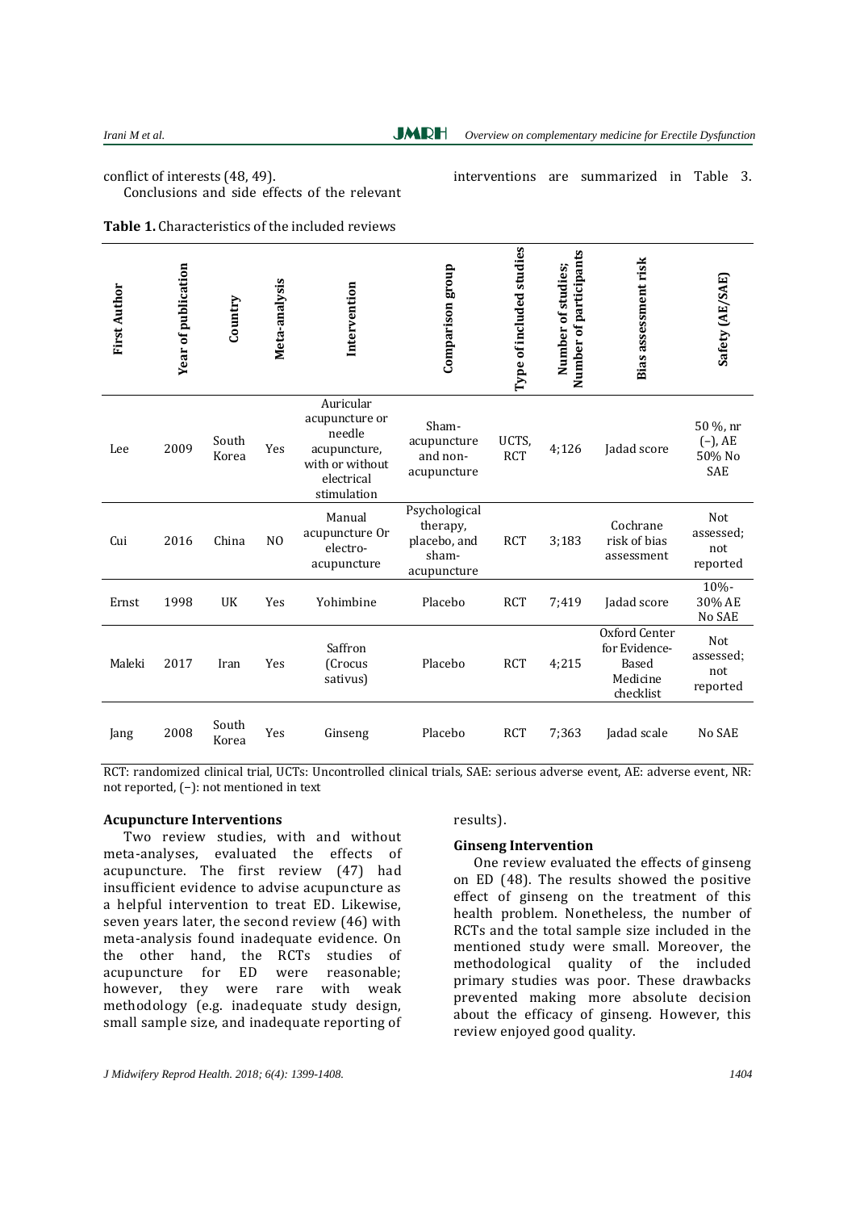conflict of interests (48, 49).

Conclusions and side effects of the relevant interventions are summarized in Table 3.

**Table 1.** Characteristics of the included reviews

| First Author | Year of publication | Country | Meta-analysis | Intervention | Comparison group | Type of included studies | Number of studies; Number of participants | Bias assessment risk | Safety (AE/SAE) |
|---|---|---|---|---|---|---|---|---|---|
| Lee | 2009 | South Korea | Yes | Auricular acupuncture or needle acupuncture, with or without electrical stimulation | Sham-acupuncture and non-acupuncture | UCTS, RCT | 4;126 | Jadad score | 50 %, nr (−), AE 50% No SAE |
| Cui | 2016 | China | NO | Manual acupuncture Or electro-acupuncture | Psychological therapy, placebo, and sham-acupuncture | RCT | 3;183 | Cochrane risk of bias assessment | Not assessed; not reported |
| Ernst | 1998 | UK | Yes | Yohimbine | Placebo | RCT | 7;419 | Jadad score | 10%-30% AE No SAE |
| Maleki | 2017 | Iran | Yes | Saffron (Crocus sativus) | Placebo | RCT | 4;215 | Oxford Center for Evidence-Based Medicine checklist | Not assessed; not reported |
| Jang | 2008 | South Korea | Yes | Ginseng | Placebo | RCT | 7;363 | Jadad scale | No SAE |

RCT: randomized clinical trial, UCTs: Uncontrolled clinical trials, SAE: serious adverse event, AE: adverse event, NR: not reported, (−): not mentioned in text

### Acupuncture Interventions

Two review studies, with and without meta-analyses, evaluated the effects of acupuncture. The first review (47) had insufficient evidence to advise acupuncture as a helpful intervention to treat ED. Likewise, seven years later, the second review (46) with meta-analysis found inadequate evidence. On the other hand, the RCTs studies of acupuncture for ED were reasonable; however, they were rare with weak methodology (e.g. inadequate study design, small sample size, and inadequate reporting of results).

### Ginseng Intervention

One review evaluated the effects of ginseng on ED (48). The results showed the positive effect of ginseng on the treatment of this health problem. Nonetheless, the number of RCTs and the total sample size included in the mentioned study were small. Moreover, the methodological quality of the included primary studies was poor. These drawbacks prevented making more absolute decision about the efficacy of ginseng. However, this review enjoyed good quality.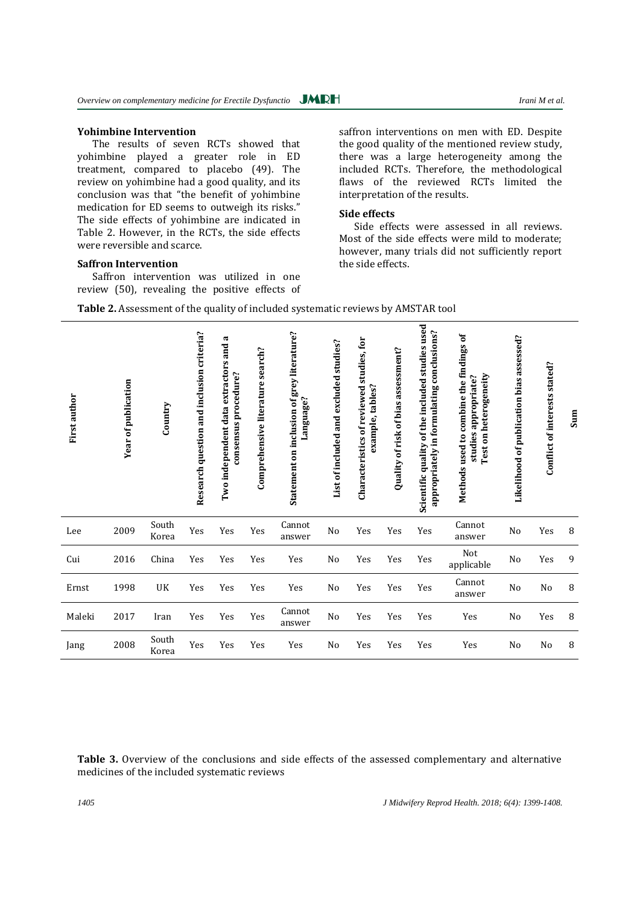### Yohimbine Intervention

The results of seven RCTs showed that yohimbine played a greater role in ED treatment, compared to placebo (49). The review on yohimbine had a good quality, and its conclusion was that "the benefit of yohimbine medication for ED seems to outweigh its risks." The side effects of yohimbine are indicated in Table 2. However, in the RCTs, the side effects were reversible and scarce.

### Saffron Intervention

Saffron intervention was utilized in one review (50), revealing the positive effects of saffron interventions on men with ED. Despite the good quality of the mentioned review study, there was a large heterogeneity among the included RCTs. Therefore, the methodological flaws of the reviewed RCTs limited the interpretation of the results.

### Side effects

Side effects were assessed in all reviews. Most of the side effects were mild to moderate; however, many trials did not sufficiently report the side effects.

**Table 2.** Assessment of the quality of included systematic reviews by AMSTAR tool

| First author | Year of publication | Country | Research question and inclusion criteria? | Two independent data extractors and a consensus procedure? | Comprehensive literature search? | Statement on inclusion of grey literature? Language? | List of included and excluded studies? | Characteristics of reviewed studies, for example, tables? | Quality of risk of bias assessment? | Scientific quality of the included studies used appropriately in formulating conclusions? | Methods used to combine the findings of studies appropriate? Test on heterogeneity | Likelihood of publication bias assessed? | Conflict of interests stated? | Sum |
|---|---|---|---|---|---|---|---|---|---|---|---|---|---|---|
| Lee | 2009 | South Korea | Yes | Yes | Yes | Cannot answer | No | Yes | Yes | Yes | Cannot answer | No | Yes | 8 |
| Cui | 2016 | China | Yes | Yes | Yes | Yes | No | Yes | Yes | Yes | Not applicable | No | Yes | 9 |
| Ernst | 1998 | UK | Yes | Yes | Yes | Yes | No | Yes | Yes | Yes | Cannot answer | No | No | 8 |
| Maleki | 2017 | Iran | Yes | Yes | Yes | Cannot answer | No | Yes | Yes | Yes | Yes | No | Yes | 8 |
| Jang | 2008 | South Korea | Yes | Yes | Yes | Yes | No | Yes | Yes | Yes | Yes | No | No | 8 |

**Table 3.** Overview of the conclusions and side effects of the assessed complementary and alternative medicines of the included systematic reviews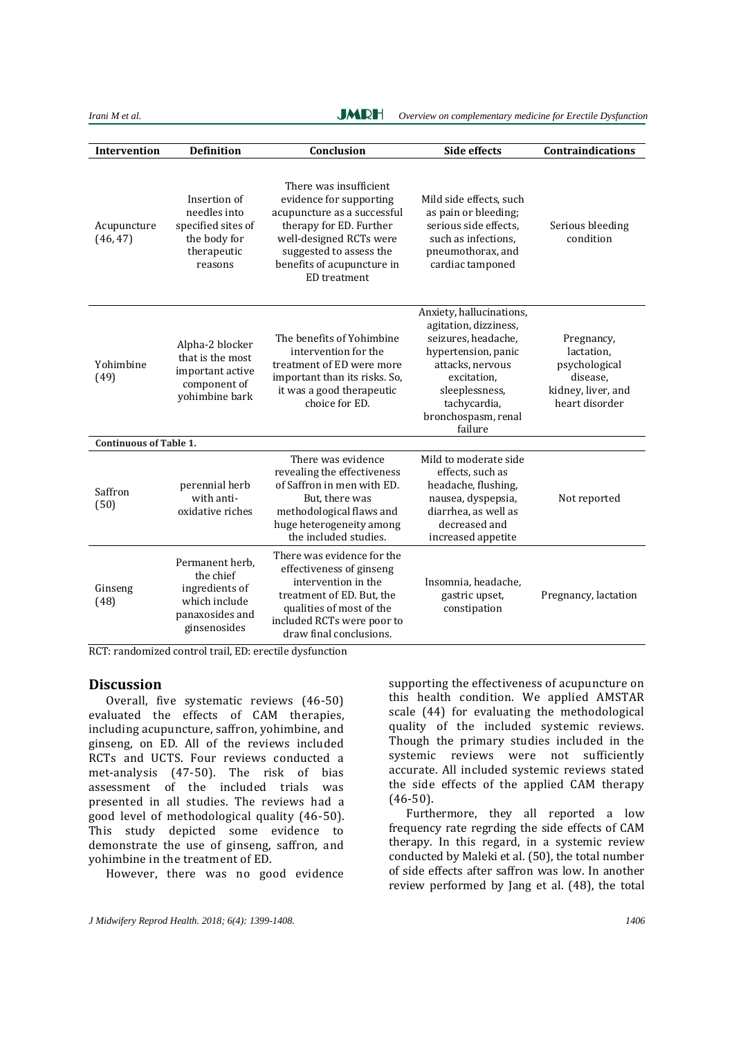| Intervention | Definition | Conclusion | Side effects | Contraindications |
|---|---|---|---|---|
| Acupuncture (46, 47) | Insertion of needles into specified sites of the body for therapeutic reasons | There was insufficient evidence for supporting acupuncture as a successful therapy for ED. Further well-designed RCTs were suggested to assess the benefits of acupuncture in ED treatment | Mild side effects, such as pain or bleeding; serious side effects, such as infections, pneumothorax, and cardiac tamponed | Serious bleeding condition |
| Yohimbine (49) | Alpha-2 blocker that is the most important active component of yohimbine bark | The benefits of Yohimbine intervention for the treatment of ED were more important than its risks. So, it was a good therapeutic choice for ED. | Anxiety, hallucinations, agitation, dizziness, seizures, headache, hypertension, panic attacks, nervous excitation, sleeplessness, tachycardia, bronchospasm, renal failure | Pregnancy, lactation, psychological disease, kidney, liver, and heart disorder |
| **Continuous of Table 1.** | | | | |
| Saffron (50) | perennial herb with anti-oxidative riches | There was evidence revealing the effectiveness of Saffron in men with ED. But, there was methodological flaws and huge heterogeneity among the included studies. | Mild to moderate side effects, such as headache, flushing, nausea, dyspepsia, diarrhea, as well as decreased and increased appetite | Not reported |
| Ginseng (48) | Permanent herb, the chief ingredients of which include panaxosides and ginsenosides | There was evidence for the effectiveness of ginseng intervention in the treatment of ED. But, the qualities of most of the included RCTs were poor to draw final conclusions. | Insomnia, headache, gastric upset, constipation | Pregnancy, lactation |

RCT: randomized control trail, ED: erectile dysfunction

## Discussion

Overall, five systematic reviews (46-50) evaluated the effects of CAM therapies, including acupuncture, saffron, yohimbine, and ginseng, on ED. All of the reviews included RCTs and UCTS. Four reviews conducted a met-analysis (47-50). The risk of bias assessment of the included trials was presented in all studies. The reviews had a good level of methodological quality (46-50). This study depicted some evidence to demonstrate the use of ginseng, saffron, and yohimbine in the treatment of ED.

However, there was no good evidence supporting the effectiveness of acupuncture on this health condition. We applied AMSTAR scale (44) for evaluating the methodological quality of the included systemic reviews. Though the primary studies included in the systemic reviews were not sufficiently accurate. All included systemic reviews stated the side effects of the applied CAM therapy (46-50).

Furthermore, they all reported a low frequency rate regrding the side effects of CAM therapy. In this regard, in a systemic review conducted by Maleki et al. (50), the total number of side effects after saffron was low. In another review performed by Jang et al. (48), the total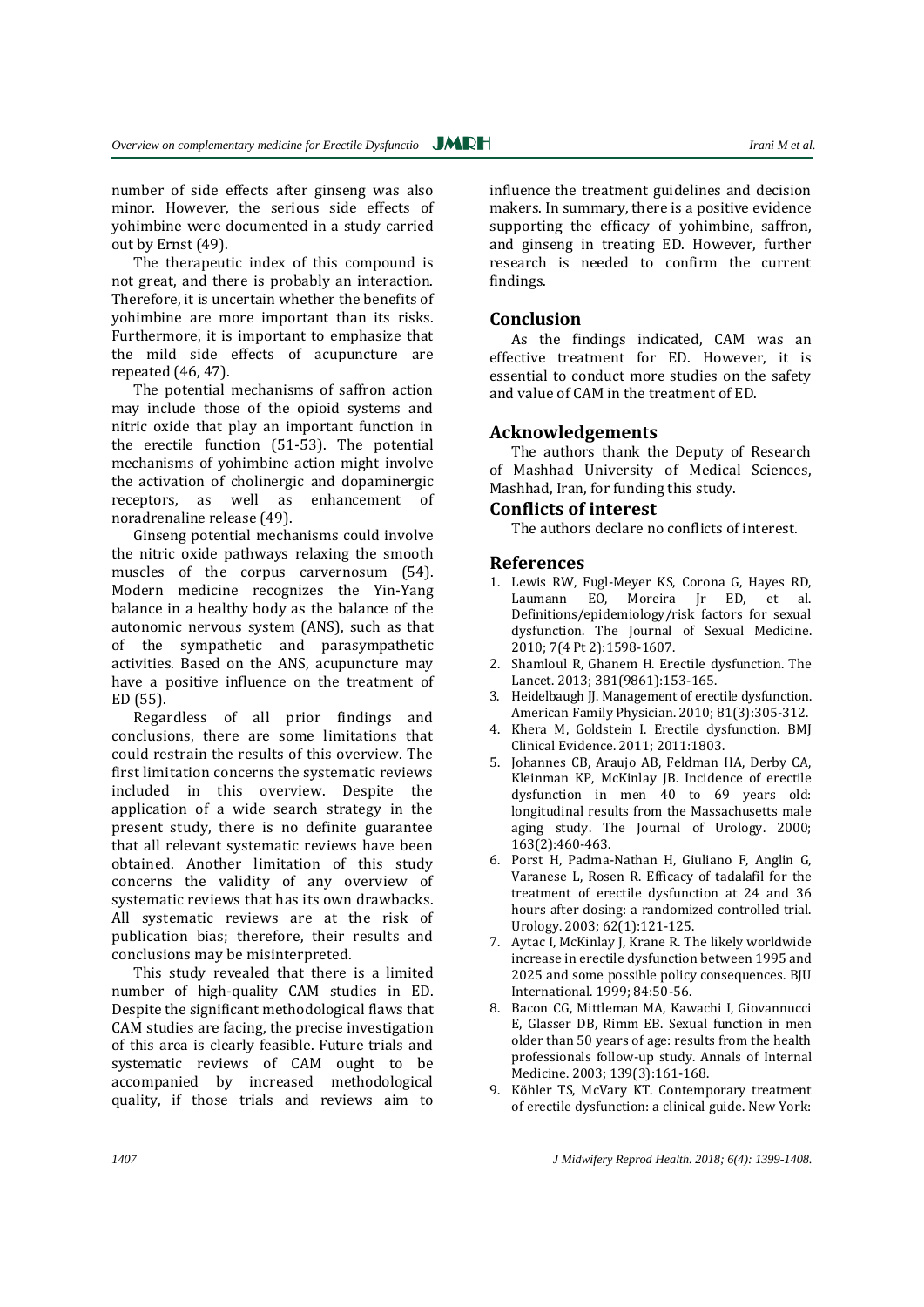number of side effects after ginseng was also minor. However, the serious side effects of yohimbine were documented in a study carried out by Ernst (49).

The therapeutic index of this compound is not great, and there is probably an interaction. Therefore, it is uncertain whether the benefits of yohimbine are more important than its risks. Furthermore, it is important to emphasize that the mild side effects of acupuncture are repeated (46, 47).

The potential mechanisms of saffron action may include those of the opioid systems and nitric oxide that play an important function in the erectile function (51-53). The potential mechanisms of yohimbine action might involve the activation of cholinergic and dopaminergic receptors, as well as enhancement of noradrenaline release (49).

Ginseng potential mechanisms could involve the nitric oxide pathways relaxing the smooth muscles of the corpus carvernosum (54). Modern medicine recognizes the Yin-Yang balance in a healthy body as the balance of the autonomic nervous system (ANS), such as that of the sympathetic and parasympathetic activities. Based on the ANS, acupuncture may have a positive influence on the treatment of ED (55).

Regardless of all prior findings and conclusions, there are some limitations that could restrain the results of this overview. The first limitation concerns the systematic reviews included in this overview. Despite the application of a wide search strategy in the present study, there is no definite guarantee that all relevant systematic reviews have been obtained. Another limitation of this study concerns the validity of any overview of systematic reviews that has its own drawbacks. All systematic reviews are at the risk of publication bias; therefore, their results and conclusions may be misinterpreted.

This study revealed that there is a limited number of high-quality CAM studies in ED. Despite the significant methodological flaws that CAM studies are facing, the precise investigation of this area is clearly feasible. Future trials and systematic reviews of CAM ought to be accompanied by increased methodological quality, if those trials and reviews aim to influence the treatment guidelines and decision makers. In summary, there is a positive evidence supporting the efficacy of yohimbine, saffron, and ginseng in treating ED. However, further research is needed to confirm the current findings.

## Conclusion

As the findings indicated, CAM was an effective treatment for ED. However, it is essential to conduct more studies on the safety and value of CAM in the treatment of ED.

## Acknowledgements

The authors thank the Deputy of Research of Mashhad University of Medical Sciences, Mashhad, Iran, for funding this study.

## Conflicts of interest

The authors declare no conflicts of interest.

## References

1. Lewis RW, Fugl-Meyer KS, Corona G, Hayes RD, Laumann EO, Moreira Jr ED, et al. Definitions/epidemiology/risk factors for sexual dysfunction. The Journal of Sexual Medicine. 2010; 7(4 Pt 2):1598-1607.
2. Shamloul R, Ghanem H. Erectile dysfunction. The Lancet. 2013; 381(9861):153-165.
3. Heidelbaugh JJ. Management of erectile dysfunction. American Family Physician. 2010; 81(3):305-312.
4. Khera M, Goldstein I. Erectile dysfunction. BMJ Clinical Evidence. 2011; 2011:1803.
5. Johannes CB, Araujo AB, Feldman HA, Derby CA, Kleinman KP, McKinlay JB. Incidence of erectile dysfunction in men 40 to 69 years old: longitudinal results from the Massachusetts male aging study. The Journal of Urology. 2000; 163(2):460-463.
6. Porst H, Padma-Nathan H, Giuliano F, Anglin G, Varanese L, Rosen R. Efficacy of tadalafil for the treatment of erectile dysfunction at 24 and 36 hours after dosing: a randomized controlled trial. Urology. 2003; 62(1):121-125.
7. Aytac I, McKinlay J, Krane R. The likely worldwide increase in erectile dysfunction between 1995 and 2025 and some possible policy consequences. BJU International. 1999; 84:50-56.
8. Bacon CG, Mittleman MA, Kawachi I, Giovannucci E, Glasser DB, Rimm EB. Sexual function in men older than 50 years of age: results from the health professionals follow-up study. Annals of Internal Medicine. 2003; 139(3):161-168.
9. Köhler TS, McVary KT. Contemporary treatment of erectile dysfunction: a clinical guide. New York: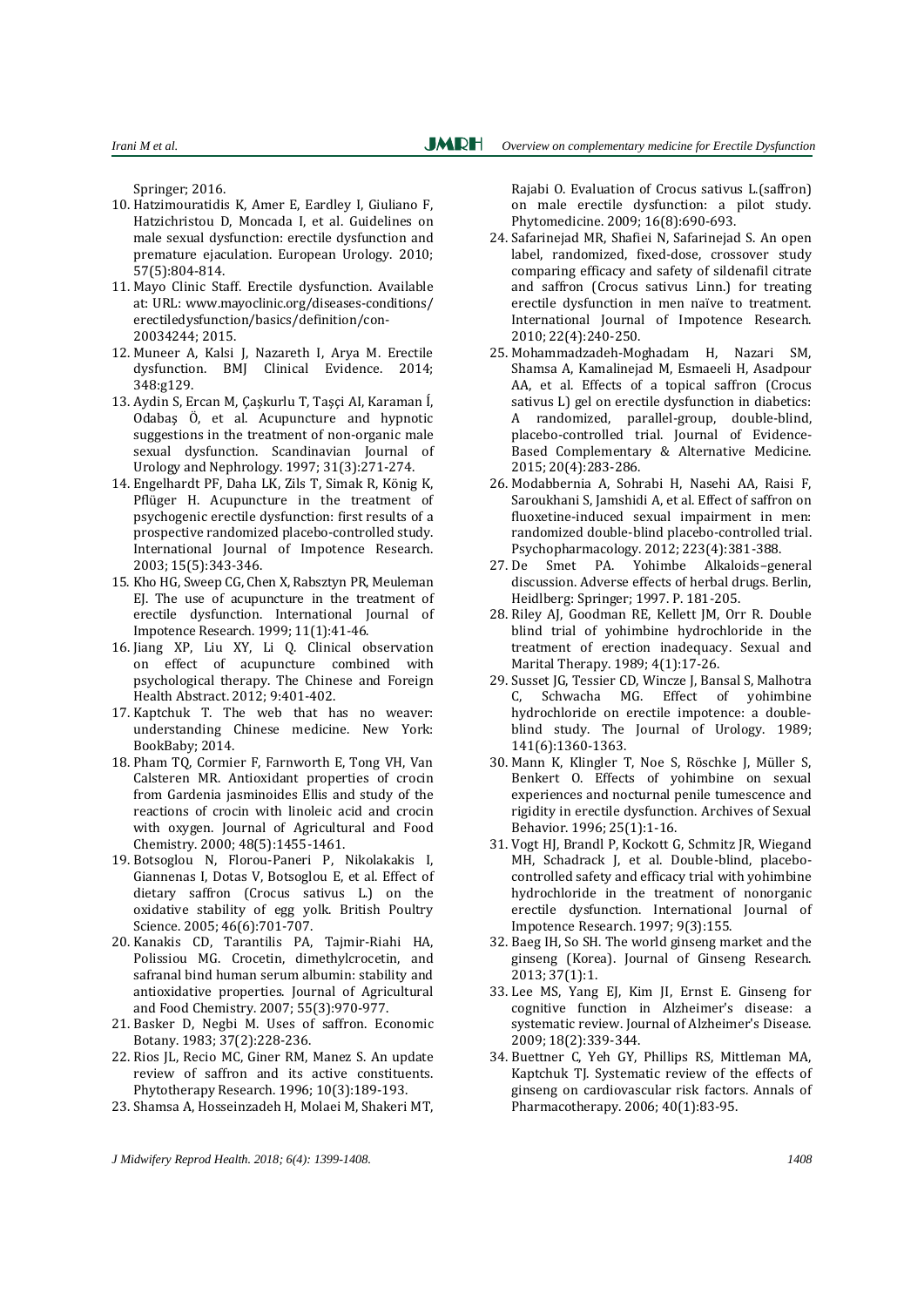Springer; 2016.

10. Hatzimouratidis K, Amer E, Eardley I, Giuliano F, Hatzichristou D, Moncada I, et al. Guidelines on male sexual dysfunction: erectile dysfunction and premature ejaculation. European Urology. 2010; 57(5):804-814.
11. Mayo Clinic Staff. Erectile dysfunction. Available at: URL: www.mayoclinic.org/diseases-conditions/erectiledysfunction/basics/definition/con-20034244; 2015.
12. Muneer A, Kalsi J, Nazareth I, Arya M. Erectile dysfunction. BMJ Clinical Evidence. 2014; 348:g129.
13. Aydin S, Ercan M, Çaşkurlu T, Taşçi AI, Karaman Í, Odabaş Ö, et al. Acupuncture and hypnotic suggestions in the treatment of non-organic male sexual dysfunction. Scandinavian Journal of Urology and Nephrology. 1997; 31(3):271-274.
14. Engelhardt PF, Daha LK, Zils T, Simak R, König K, Pflüger H. Acupuncture in the treatment of psychogenic erectile dysfunction: first results of a prospective randomized placebo-controlled study. International Journal of Impotence Research. 2003; 15(5):343-346.
15. Kho HG, Sweep CG, Chen X, Rabsztyn PR, Meuleman EJ. The use of acupuncture in the treatment of erectile dysfunction. International Journal of Impotence Research. 1999; 11(1):41-46.
16. Jiang XP, Liu XY, Li Q. Clinical observation on effect of acupuncture combined with psychological therapy. The Chinese and Foreign Health Abstract. 2012; 9:401-402.
17. Kaptchuk T. The web that has no weaver: understanding Chinese medicine. New York: BookBaby; 2014.
18. Pham TQ, Cormier F, Farnworth E, Tong VH, Van Calsteren MR. Antioxidant properties of crocin from Gardenia jasminoides Ellis and study of the reactions of crocin with linoleic acid and crocin with oxygen. Journal of Agricultural and Food Chemistry. 2000; 48(5):1455-1461.
19. Botsoglou N, Florou-Paneri P, Nikolakakis I, Giannenas I, Dotas V, Botsoglou E, et al. Effect of dietary saffron (Crocus sativus L.) on the oxidative stability of egg yolk. British Poultry Science. 2005; 46(6):701-707.
20. Kanakis CD, Tarantilis PA, Tajmir-Riahi HA, Polissiou MG. Crocetin, dimethylcrocetin, and safranal bind human serum albumin: stability and antioxidative properties. Journal of Agricultural and Food Chemistry. 2007; 55(3):970-977.
21. Basker D, Negbi M. Uses of saffron. Economic Botany. 1983; 37(2):228-236.
22. Rios JL, Recio MC, Giner RM, Manez S. An update review of saffron and its active constituents. Phytotherapy Research. 1996; 10(3):189-193.
23. Shamsa A, Hosseinzadeh H, Molaei M, Shakeri MT, Rajabi O. Evaluation of Crocus sativus L.(saffron) on male erectile dysfunction: a pilot study. Phytomedicine. 2009; 16(8):690-693.
24. Safarinejad MR, Shafiei N, Safarinejad S. An open label, randomized, fixed-dose, crossover study comparing efficacy and safety of sildenafil citrate and saffron (Crocus sativus Linn.) for treating erectile dysfunction in men naïve to treatment. International Journal of Impotence Research. 2010; 22(4):240-250.
25. Mohammadzadeh-Moghadam H, Nazari SM, Shamsa A, Kamalinejad M, Esmaeeli H, Asadpour AA, et al. Effects of a topical saffron (Crocus sativus L) gel on erectile dysfunction in diabetics: A randomized, parallel-group, double-blind, placebo-controlled trial. Journal of Evidence-Based Complementary & Alternative Medicine. 2015; 20(4):283-286.
26. Modabbernia A, Sohrabi H, Nasehi AA, Raisi F, Saroukhani S, Jamshidi A, et al. Effect of saffron on fluoxetine-induced sexual impairment in men: randomized double-blind placebo-controlled trial. Psychopharmacology. 2012; 223(4):381-388.
27. De Smet PA. Yohimbe Alkaloids–general discussion. Adverse effects of herbal drugs. Berlin, Heidlberg: Springer; 1997. P. 181-205.
28. Riley AJ, Goodman RE, Kellett JM, Orr R. Double blind trial of yohimbine hydrochloride in the treatment of erection inadequacy. Sexual and Marital Therapy. 1989; 4(1):17-26.
29. Susset JG, Tessier CD, Wincze J, Bansal S, Malhotra C, Schwacha MG. Effect of yohimbine hydrochloride on erectile impotence: a double-blind study. The Journal of Urology. 1989; 141(6):1360-1363.
30. Mann K, Klingler T, Noe S, Röschke J, Müller S, Benkert O. Effects of yohimbine on sexual experiences and nocturnal penile tumescence and rigidity in erectile dysfunction. Archives of Sexual Behavior. 1996; 25(1):1-16.
31. Vogt HJ, Brandl P, Kockott G, Schmitz JR, Wiegand MH, Schadrack J, et al. Double-blind, placebo-controlled safety and efficacy trial with yohimbine hydrochloride in the treatment of nonorganic erectile dysfunction. International Journal of Impotence Research. 1997; 9(3):155.
32. Baeg IH, So SH. The world ginseng market and the ginseng (Korea). Journal of Ginseng Research. 2013; 37(1):1.
33. Lee MS, Yang EJ, Kim JI, Ernst E. Ginseng for cognitive function in Alzheimer's disease: a systematic review. Journal of Alzheimer's Disease. 2009; 18(2):339-344.
34. Buettner C, Yeh GY, Phillips RS, Mittleman MA, Kaptchuk TJ. Systematic review of the effects of ginseng on cardiovascular risk factors. Annals of Pharmacotherapy. 2006; 40(1):83-95.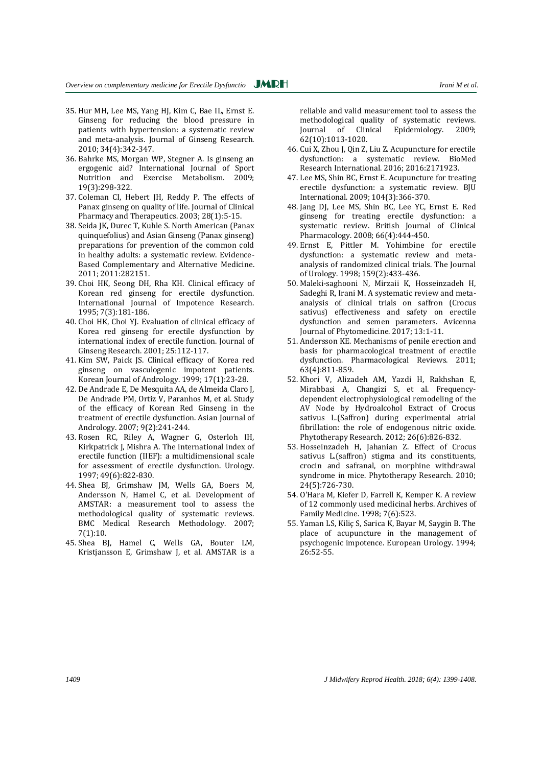35. Hur MH, Lee MS, Yang HJ, Kim C, Bae IL, Ernst E. Ginseng for reducing the blood pressure in patients with hypertension: a systematic review and meta-analysis. Journal of Ginseng Research. 2010; 34(4):342-347.
36. Bahrke MS, Morgan WP, Stegner A. Is ginseng an ergogenic aid? International Journal of Sport Nutrition and Exercise Metabolism. 2009; 19(3):298-322.
37. Coleman CI, Hebert JH, Reddy P. The effects of Panax ginseng on quality of life. Journal of Clinical Pharmacy and Therapeutics. 2003; 28(1):5-15.
38. Seida JK, Durec T, Kuhle S. North American (Panax quinquefolius) and Asian Ginseng (Panax ginseng) preparations for prevention of the common cold in healthy adults: a systematic review. Evidence-Based Complementary and Alternative Medicine. 2011; 2011:282151.
39. Choi HK, Seong DH, Rha KH. Clinical efficacy of Korean red ginseng for erectile dysfunction. International Journal of Impotence Research. 1995; 7(3):181-186.
40. Choi HK, Choi YJ. Evaluation of clinical efficacy of Korea red ginseng for erectile dysfunction by international index of erectile function. Journal of Ginseng Research. 2001; 25:112-117.
41. Kim SW, Paick JS. Clinical efficacy of Korea red ginseng on vasculogenic impotent patients. Korean Journal of Andrology. 1999; 17(1):23-28.
42. De Andrade E, De Mesquita AA, de Almeida Claro J, De Andrade PM, Ortiz V, Paranhos M, et al. Study of the efficacy of Korean Red Ginseng in the treatment of erectile dysfunction. Asian Journal of Andrology. 2007; 9(2):241-244.
43. Rosen RC, Riley A, Wagner G, Osterloh IH, Kirkpatrick J, Mishra A. The international index of erectile function (IIEF): a multidimensional scale for assessment of erectile dysfunction. Urology. 1997; 49(6):822-830.
44. Shea BJ, Grimshaw JM, Wells GA, Boers M, Andersson N, Hamel C, et al. Development of AMSTAR: a measurement tool to assess the methodological quality of systematic reviews. BMC Medical Research Methodology. 2007; 7(1):10.
45. Shea BJ, Hamel C, Wells GA, Bouter LM, Kristjansson E, Grimshaw J, et al. AMSTAR is a reliable and valid measurement tool to assess the methodological quality of systematic reviews. Journal of Clinical Epidemiology. 2009; 62(10):1013-1020.
46. Cui X, Zhou J, Qin Z, Liu Z. Acupuncture for erectile dysfunction: a systematic review. BioMed Research International. 2016; 2016:2171923.
47. Lee MS, Shin BC, Ernst E. Acupuncture for treating erectile dysfunction: a systematic review. BJU International. 2009; 104(3):366-370.
48. Jang DJ, Lee MS, Shin BC, Lee YC, Ernst E. Red ginseng for treating erectile dysfunction: a systematic review. British Journal of Clinical Pharmacology. 2008; 66(4):444-450.
49. Ernst E, Pittler M. Yohimbine for erectile dysfunction: a systematic review and meta-analysis of randomized clinical trials. The Journal of Urology. 1998; 159(2):433-436.
50. Maleki-saghooni N, Mirzaii K, Hosseinzadeh H, Sadeghi R, Irani M. A systematic review and meta-analysis of clinical trials on saffron (Crocus sativus) effectiveness and safety on erectile dysfunction and semen parameters. Avicenna Journal of Phytomedicine. 2017; 13:1-11.
51. Andersson KE. Mechanisms of penile erection and basis for pharmacological treatment of erectile dysfunction. Pharmacological Reviews. 2011; 63(4):811-859.
52. Khori V, Alizadeh AM, Yazdi H, Rakhshan E, Mirabbasi A, Changizi S, et al. Frequency-dependent electrophysiological remodeling of the AV Node by Hydroalcohol Extract of Crocus sativus L.(Saffron) during experimental atrial fibrillation: the role of endogenous nitric oxide. Phytotherapy Research. 2012; 26(6):826-832.
53. Hosseinzadeh H, Jahanian Z. Effect of Crocus sativus L.(saffron) stigma and its constituents, crocin and safranal, on morphine withdrawal syndrome in mice. Phytotherapy Research. 2010; 24(5):726-730.
54. O'Hara M, Kiefer D, Farrell K, Kemper K. A review of 12 commonly used medicinal herbs. Archives of Family Medicine. 1998; 7(6):523.
55. Yaman LS, Kiliç S, Sarica K, Bayar M, Saygin B. The place of acupuncture in the management of psychogenic impotence. European Urology. 1994; 26:52-55.